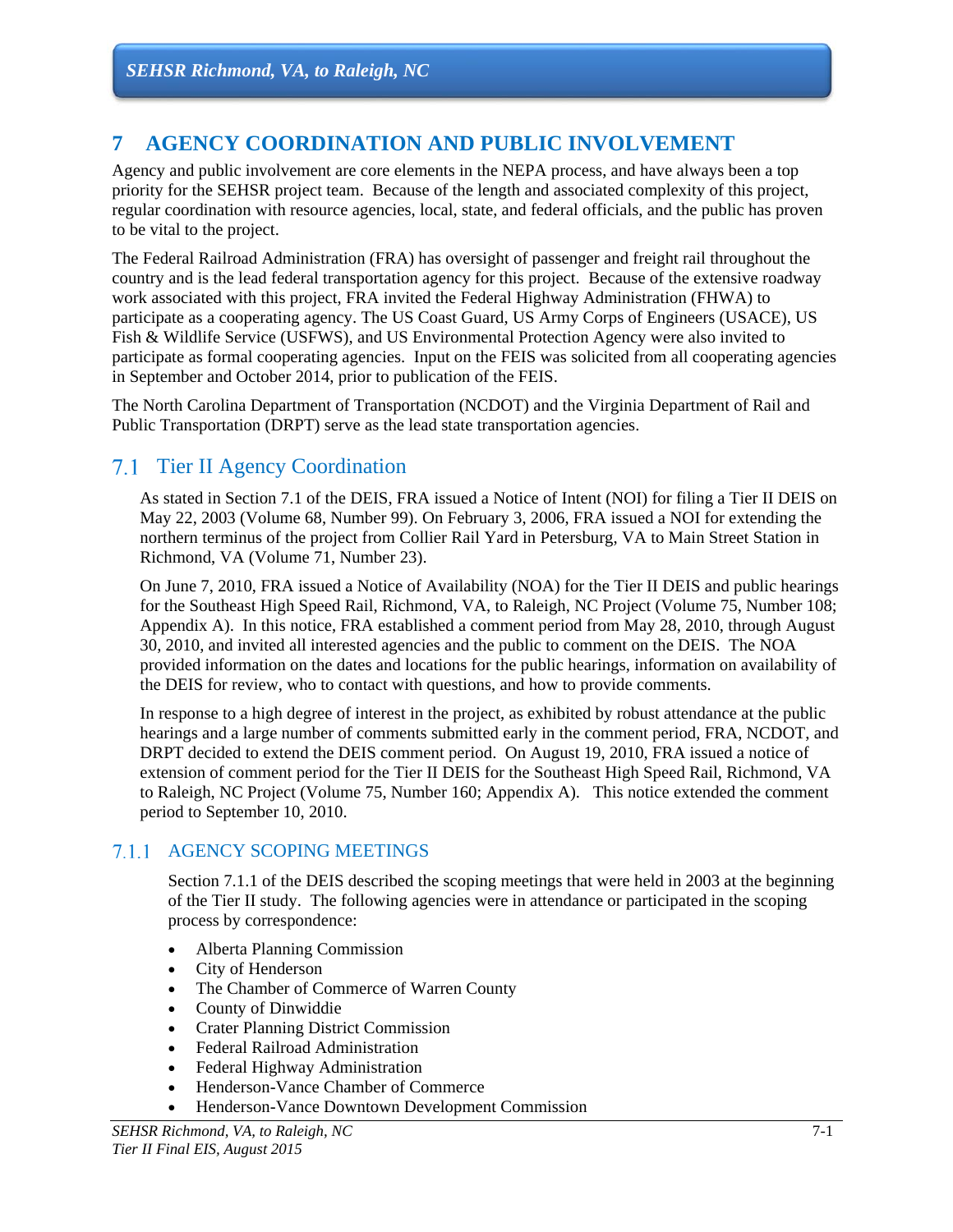# 7 AGENCY COORDINATION AND PUBLIC INVOLVEMENT

Agency and public involvement are core elements in the NEPA process, and have always been a top priority for the SEHSR project team. Because of the length and associated complexity of this project, regular coordination with resource agencies, local, state, and federal officials, and the public has proven to be vital to the project.

The Federal Railroad Administration (FRA) has oversight of passenger and freight rail throughout the country and is the lead federal transportation agency for this project. Because of the extensive roadway work associated with this project, FRA invited the Federal Highway Administration (FHWA) to participate as a cooperating agency. The US Coast Guard, US Army Corps of Engineers (USACE), US Fish & Wildlife Service (USFWS), and US Environmental Protection Agency were also invited to participate as formal cooperating agencies. Input on the FEIS was solicited from all cooperating agencies in September and October 2014, prior to publication of the FEIS.

The North Carolina Department of Transportation (NCDOT) and the Virginia Department of Rail and Public Transportation (DRPT) serve as the lead state transportation agencies.

## 7.1 Tier II Agency Coordination

As stated in Section 7.1 of the DEIS, FRA issued a Notice of Intent (NOI) for filing a Tier II DEIS on May 22, 2003 (Volume 68, Number 99). On February 3, 2006, FRA issued a NOI for extending the northern terminus of the project from Collier Rail Yard in Petersburg, VA to Main Street Station in Richmond, VA (Volume 71, Number 23).

On June 7, 2010, FRA issued a Notice of Availability (NOA) for the Tier II DEIS and public hearings for the Southeast High Speed Rail, Richmond, VA, to Raleigh, NC Project (Volume 75, Number 108; Appendix A). In this notice, FRA established a comment period from May 28, 2010, through August 30, 2010, and invited all interested agencies and the public to comment on the DEIS. The NOA provided information on the dates and locations for the public hearings, information on availability of the DEIS for review, who to contact with questions, and how to provide comments.

In response to a high degree of interest in the project, as exhibited by robust attendance at the public hearings and a large number of comments submitted early in the comment period, FRA, NCDOT, and DRPT decided to extend the DEIS comment period. On August 19, 2010, FRA issued a notice of extension of comment period for the Tier II DEIS for the Southeast High Speed Rail, Richmond, VA to Raleigh, NC Project (Volume 75, Number 160; Appendix A). This notice extended the comment period to September 10, 2010.

### 7.1.1 AGENCY SCOPING MEETINGS

Section 7.1.1 of the DEIS described the scoping meetings that were held in 2003 at the beginning of the Tier II study. The following agencies were in attendance or participated in the scoping process by correspondence:

- Alberta Planning Commission
- City of Henderson
- The Chamber of Commerce of Warren County
- County of Dinwiddie
- Crater Planning District Commission
- Federal Railroad Administration
- Federal Highway Administration
- Henderson-Vance Chamber of Commerce
- Henderson-Vance Downtown Development Commission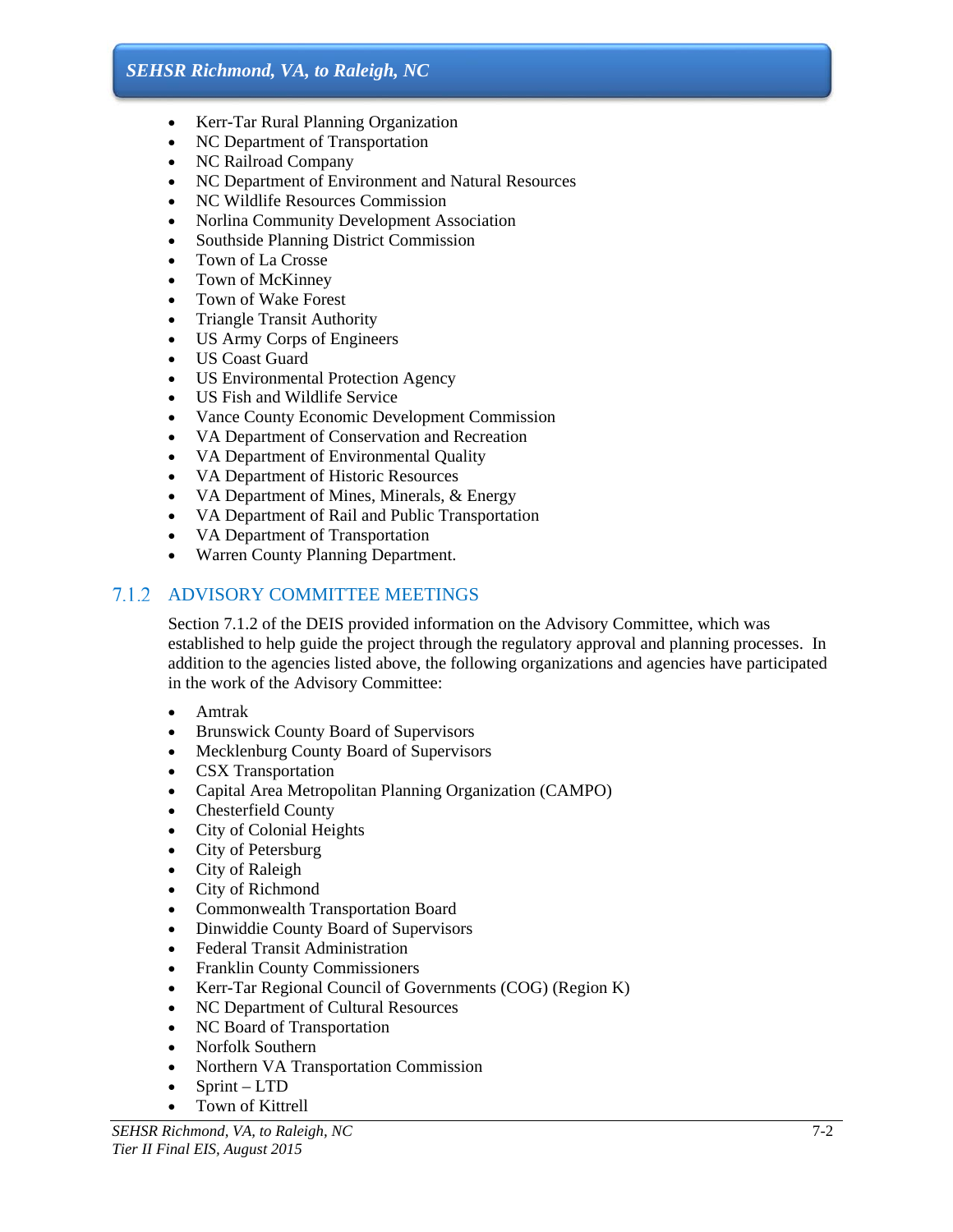- Kerr-Tar Rural Planning Organization
- NC Department of Transportation
- NC Railroad Company
- NC Department of Environment and Natural Resources
- NC Wildlife Resources Commission
- Norlina Community Development Association
- Southside Planning District Commission
- Town of La Crosse
- Town of McKinney
- Town of Wake Forest
- Triangle Transit Authority
- US Army Corps of Engineers
- US Coast Guard
- US Environmental Protection Agency
- US Fish and Wildlife Service
- Vance County Economic Development Commission
- VA Department of Conservation and Recreation
- VA Department of Environmental Quality
- VA Department of Historic Resources
- VA Department of Mines, Minerals, & Energy
- VA Department of Rail and Public Transportation
- VA Department of Transportation
- Warren County Planning Department.

### 7.1.2 ADVISORY COMMITTEE MEETINGS

Section 7.1.2 of the DEIS provided information on the Advisory Committee, which was established to help guide the project through the regulatory approval and planning processes. In addition to the agencies listed above, the following organizations and agencies have participated in the work of the Advisory Committee:

- Amtrak
- Brunswick County Board of Supervisors
- Mecklenburg County Board of Supervisors
- CSX Transportation
- Capital Area Metropolitan Planning Organization (CAMPO)
- Chesterfield County
- City of Colonial Heights
- City of Petersburg
- City of Raleigh
- City of Richmond
- Commonwealth Transportation Board
- Dinwiddie County Board of Supervisors
- Federal Transit Administration
- Franklin County Commissioners
- Kerr-Tar Regional Council of Governments (COG) (Region K)
- NC Department of Cultural Resources
- NC Board of Transportation
- Norfolk Southern
- Northern VA Transportation Commission
- Sprint – LTD
- Town of Kittrell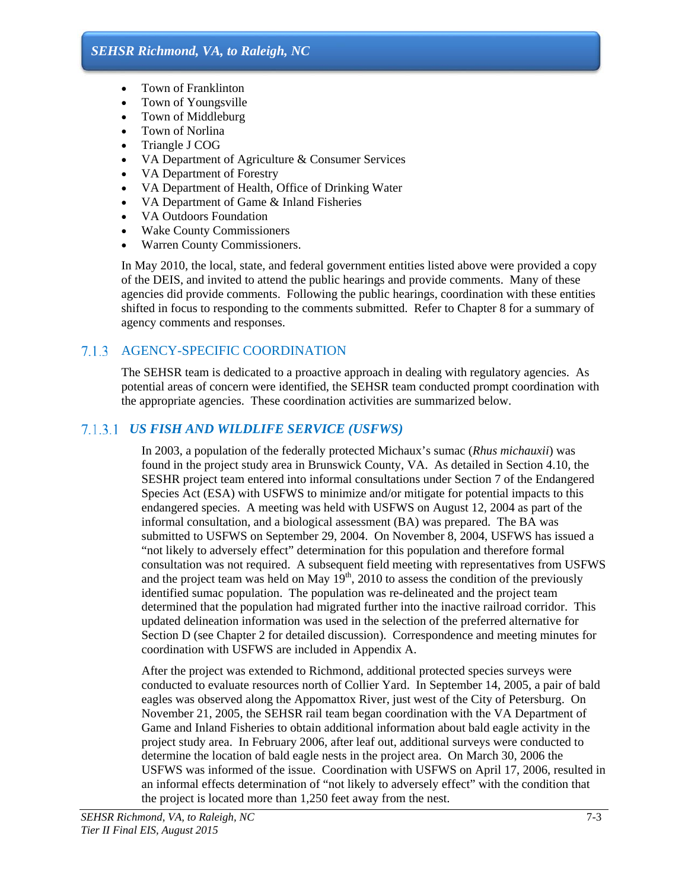- Town of Franklinton
- Town of Youngsville
- Town of Middleburg
- Town of Norlina
- Triangle J COG
- VA Department of Agriculture & Consumer Services
- VA Department of Forestry
- VA Department of Health, Office of Drinking Water
- VA Department of Game & Inland Fisheries
- VA Outdoors Foundation
- Wake County Commissioners
- Warren County Commissioners.

In May 2010, the local, state, and federal government entities listed above were provided a copy of the DEIS, and invited to attend the public hearings and provide comments. Many of these agencies did provide comments. Following the public hearings, coordination with these entities shifted in focus to responding to the comments submitted. Refer to Chapter 8 for a summary of agency comments and responses.

## 7.1.3 AGENCY-SPECIFIC COORDINATION

The SEHSR team is dedicated to a proactive approach in dealing with regulatory agencies. As potential areas of concern were identified, the SEHSR team conducted prompt coordination with the appropriate agencies. These coordination activities are summarized below.

### 7.1.3.1 *US FISH AND WILDLIFE SERVICE (USFWS)*

In 2003, a population of the federally protected Michaux's sumac (*Rhus michauxii*) was found in the project study area in Brunswick County, VA. As detailed in Section 4.10, the SESHR project team entered into informal consultations under Section 7 of the Endangered Species Act (ESA) with USFWS to minimize and/or mitigate for potential impacts to this endangered species. A meeting was held with USFWS on August 12, 2004 as part of the informal consultation, and a biological assessment (BA) was prepared. The BA was submitted to USFWS on September 29, 2004. On November 8, 2004, USFWS has issued a "not likely to adversely effect" determination for this population and therefore formal consultation was not required. A subsequent field meeting with representatives from USFWS and the project team was held on May 19th, 2010 to assess the condition of the previously identified sumac population. The population was re-delineated and the project team determined that the population had migrated further into the inactive railroad corridor. This updated delineation information was used in the selection of the preferred alternative for Section D (see Chapter 2 for detailed discussion). Correspondence and meeting minutes for coordination with USFWS are included in Appendix A.

After the project was extended to Richmond, additional protected species surveys were conducted to evaluate resources north of Collier Yard. In September 14, 2005, a pair of bald eagles was observed along the Appomattox River, just west of the City of Petersburg. On November 21, 2005, the SEHSR rail team began coordination with the VA Department of Game and Inland Fisheries to obtain additional information about bald eagle activity in the project study area. In February 2006, after leaf out, additional surveys were conducted to determine the location of bald eagle nests in the project area. On March 30, 2006 the USFWS was informed of the issue. Coordination with USFWS on April 17, 2006, resulted in an informal effects determination of "not likely to adversely effect" with the condition that the project is located more than 1,250 feet away from the nest.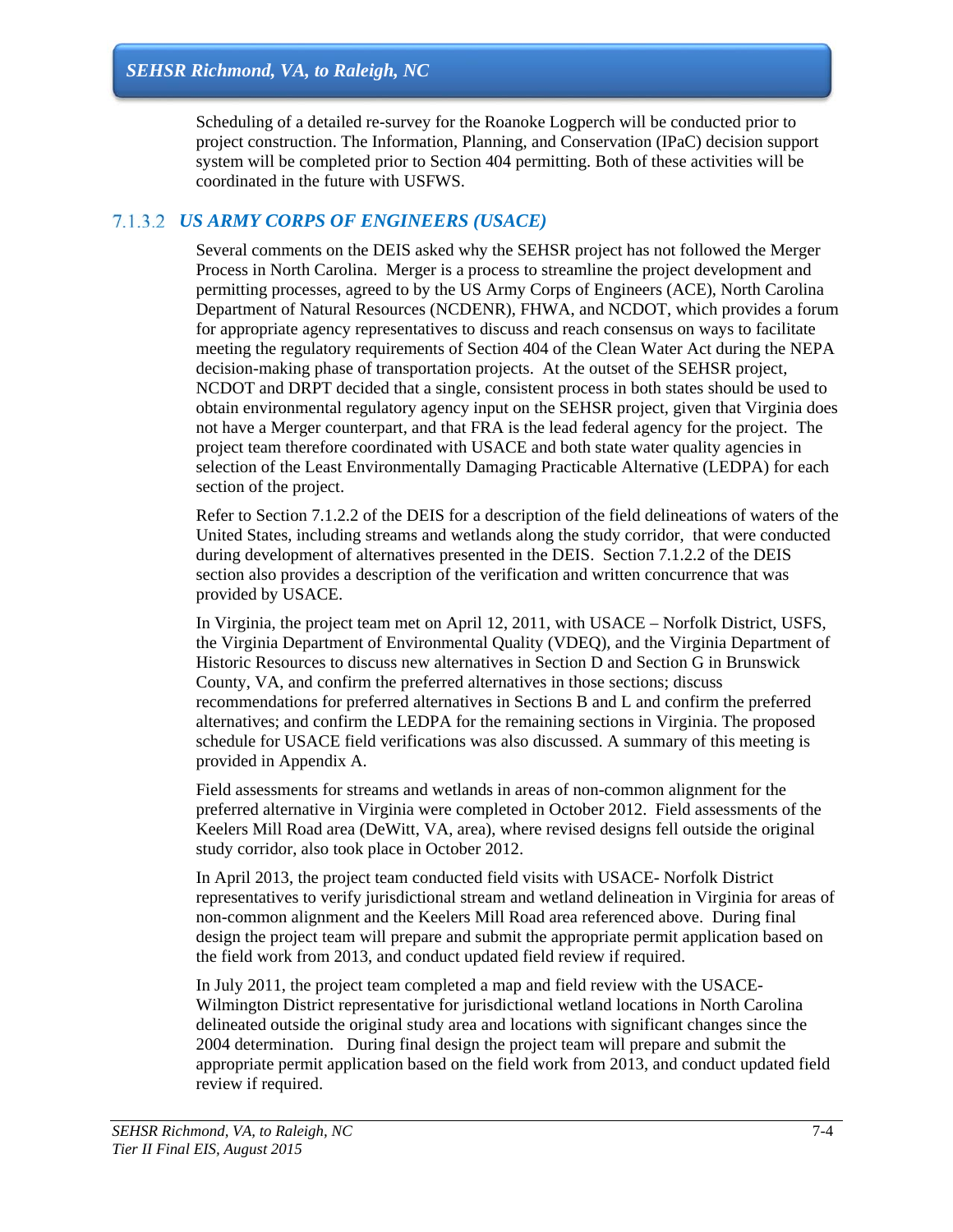Scheduling of a detailed re-survey for the Roanoke Logperch will be conducted prior to project construction. The Information, Planning, and Conservation (IPaC) decision support system will be completed prior to Section 404 permitting. Both of these activities will be coordinated in the future with USFWS.

### 7.1.3.2 *US ARMY CORPS OF ENGINEERS (USACE)*

Several comments on the DEIS asked why the SEHSR project has not followed the Merger Process in North Carolina. Merger is a process to streamline the project development and permitting processes, agreed to by the US Army Corps of Engineers (ACE), North Carolina Department of Natural Resources (NCDENR), FHWA, and NCDOT, which provides a forum for appropriate agency representatives to discuss and reach consensus on ways to facilitate meeting the regulatory requirements of Section 404 of the Clean Water Act during the NEPA decision-making phase of transportation projects. At the outset of the SEHSR project, NCDOT and DRPT decided that a single, consistent process in both states should be used to obtain environmental regulatory agency input on the SEHSR project, given that Virginia does not have a Merger counterpart, and that FRA is the lead federal agency for the project. The project team therefore coordinated with USACE and both state water quality agencies in selection of the Least Environmentally Damaging Practicable Alternative (LEDPA) for each section of the project.

Refer to Section 7.1.2.2 of the DEIS for a description of the field delineations of waters of the United States, including streams and wetlands along the study corridor, that were conducted during development of alternatives presented in the DEIS. Section 7.1.2.2 of the DEIS section also provides a description of the verification and written concurrence that was provided by USACE.

In Virginia, the project team met on April 12, 2011, with USACE – Norfolk District, USFS, the Virginia Department of Environmental Quality (VDEQ), and the Virginia Department of Historic Resources to discuss new alternatives in Section D and Section G in Brunswick County, VA, and confirm the preferred alternatives in those sections; discuss recommendations for preferred alternatives in Sections B and L and confirm the preferred alternatives; and confirm the LEDPA for the remaining sections in Virginia. The proposed schedule for USACE field verifications was also discussed. A summary of this meeting is provided in Appendix A.

Field assessments for streams and wetlands in areas of non-common alignment for the preferred alternative in Virginia were completed in October 2012. Field assessments of the Keelers Mill Road area (DeWitt, VA, area), where revised designs fell outside the original study corridor, also took place in October 2012.

In April 2013, the project team conducted field visits with USACE- Norfolk District representatives to verify jurisdictional stream and wetland delineation in Virginia for areas of non-common alignment and the Keelers Mill Road area referenced above. During final design the project team will prepare and submit the appropriate permit application based on the field work from 2013, and conduct updated field review if required.

In July 2011, the project team completed a map and field review with the USACE-Wilmington District representative for jurisdictional wetland locations in North Carolina delineated outside the original study area and locations with significant changes since the 2004 determination. During final design the project team will prepare and submit the appropriate permit application based on the field work from 2013, and conduct updated field review if required.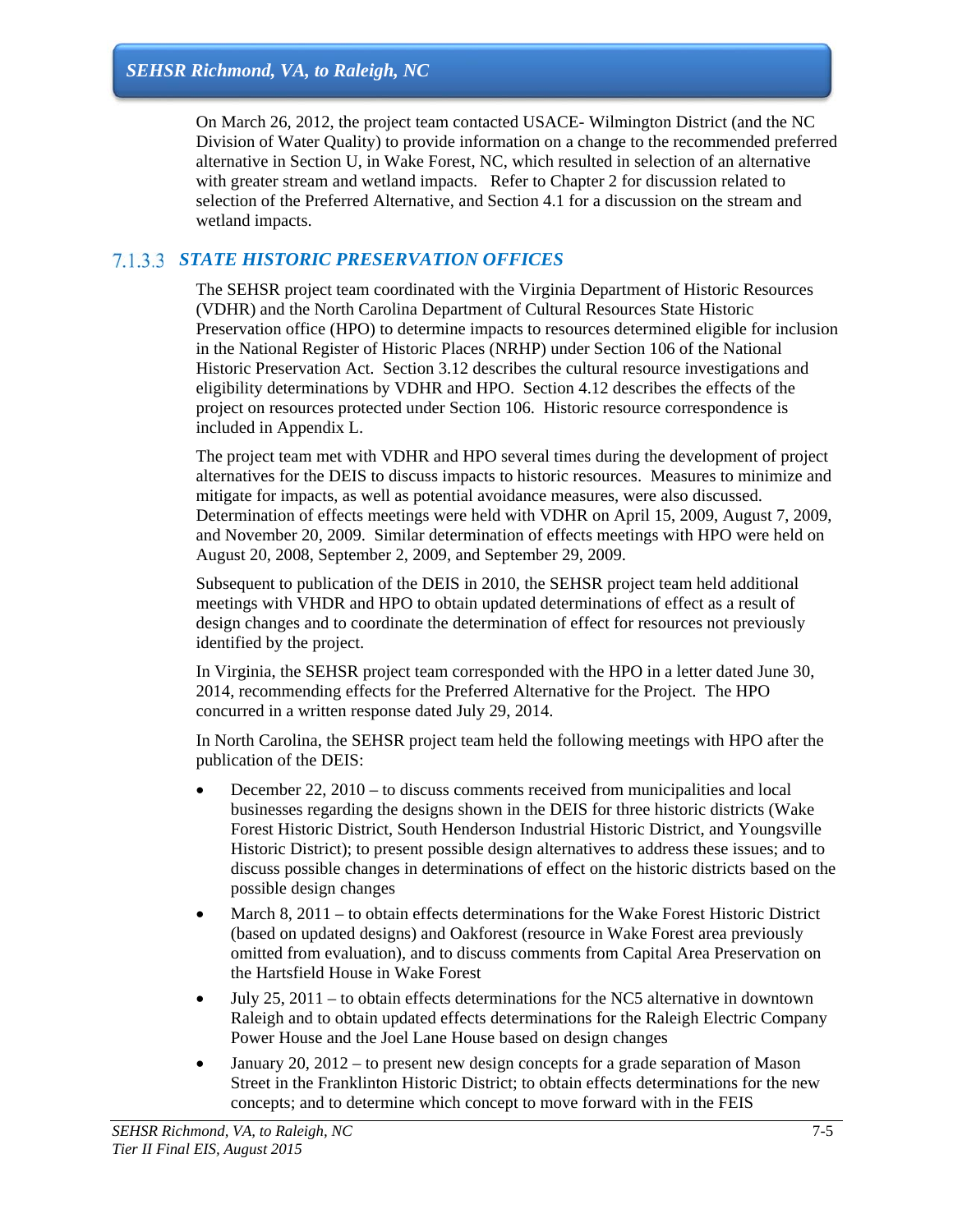On March 26, 2012, the project team contacted USACE- Wilmington District (and the NC Division of Water Quality) to provide information on a change to the recommended preferred alternative in Section U, in Wake Forest, NC, which resulted in selection of an alternative with greater stream and wetland impacts. Refer to Chapter 2 for discussion related to selection of the Preferred Alternative, and Section 4.1 for a discussion on the stream and wetland impacts.

### 7.1.3.3 STATE HISTORIC PRESERVATION OFFICES

The SEHSR project team coordinated with the Virginia Department of Historic Resources (VDHR) and the North Carolina Department of Cultural Resources State Historic Preservation office (HPO) to determine impacts to resources determined eligible for inclusion in the National Register of Historic Places (NRHP) under Section 106 of the National Historic Preservation Act. Section 3.12 describes the cultural resource investigations and eligibility determinations by VDHR and HPO. Section 4.12 describes the effects of the project on resources protected under Section 106. Historic resource correspondence is included in Appendix L.

The project team met with VDHR and HPO several times during the development of project alternatives for the DEIS to discuss impacts to historic resources. Measures to minimize and mitigate for impacts, as well as potential avoidance measures, were also discussed. Determination of effects meetings were held with VDHR on April 15, 2009, August 7, 2009, and November 20, 2009. Similar determination of effects meetings with HPO were held on August 20, 2008, September 2, 2009, and September 29, 2009.

Subsequent to publication of the DEIS in 2010, the SEHSR project team held additional meetings with VHDR and HPO to obtain updated determinations of effect as a result of design changes and to coordinate the determination of effect for resources not previously identified by the project.

In Virginia, the SEHSR project team corresponded with the HPO in a letter dated June 30, 2014, recommending effects for the Preferred Alternative for the Project. The HPO concurred in a written response dated July 29, 2014.

In North Carolina, the SEHSR project team held the following meetings with HPO after the publication of the DEIS:

- December 22, 2010 – to discuss comments received from municipalities and local businesses regarding the designs shown in the DEIS for three historic districts (Wake Forest Historic District, South Henderson Industrial Historic District, and Youngsville Historic District); to present possible design alternatives to address these issues; and to discuss possible changes in determinations of effect on the historic districts based on the possible design changes
- March 8, 2011 – to obtain effects determinations for the Wake Forest Historic District (based on updated designs) and Oakforest (resource in Wake Forest area previously omitted from evaluation), and to discuss comments from Capital Area Preservation on the Hartsfield House in Wake Forest
- July 25, 2011 – to obtain effects determinations for the NC5 alternative in downtown Raleigh and to obtain updated effects determinations for the Raleigh Electric Company Power House and the Joel Lane House based on design changes
- January 20, 2012 – to present new design concepts for a grade separation of Mason Street in the Franklinton Historic District; to obtain effects determinations for the new concepts; and to determine which concept to move forward with in the FEIS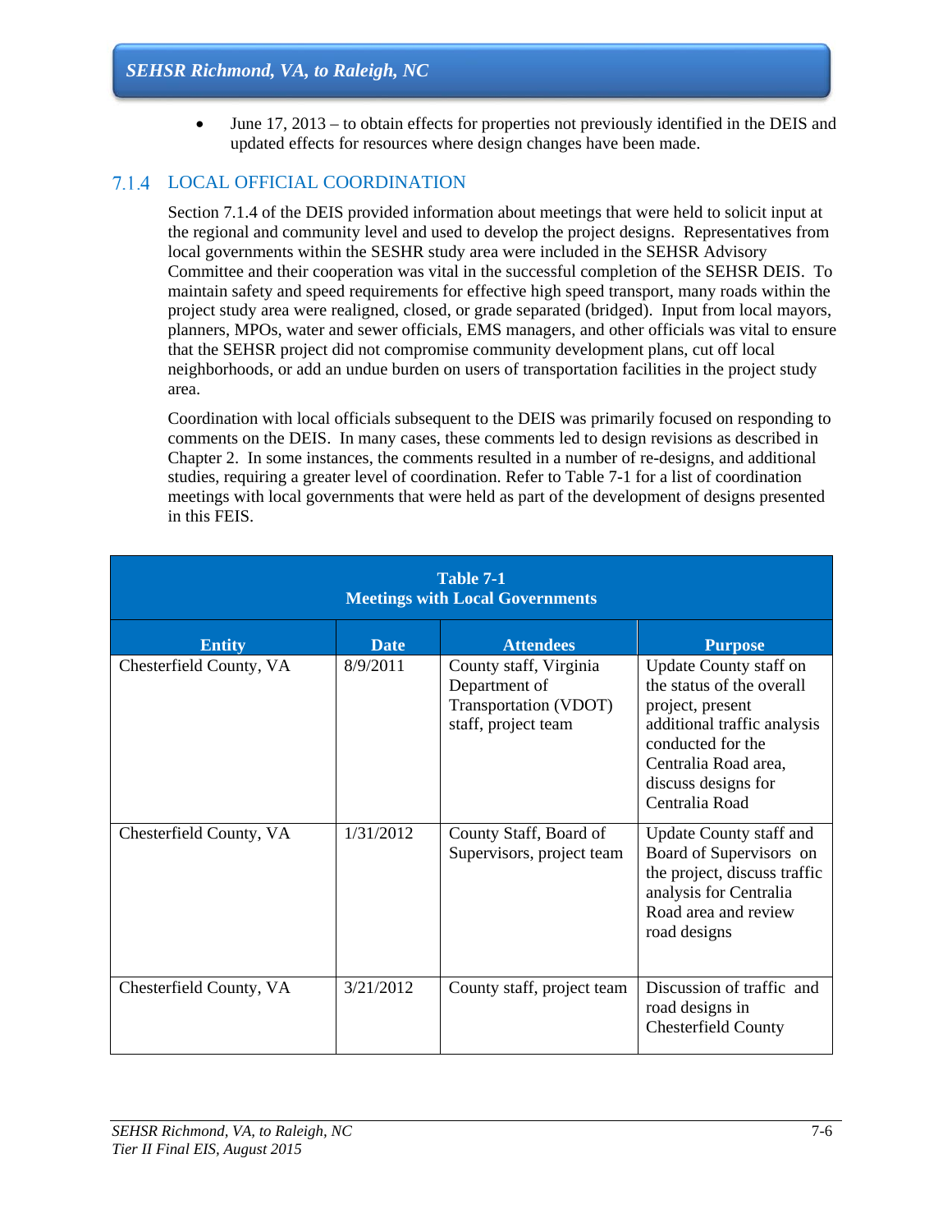- June 17, 2013 – to obtain effects for properties not previously identified in the DEIS and updated effects for resources where design changes have been made.

### 7.1.4 LOCAL OFFICIAL COORDINATION

Section 7.1.4 of the DEIS provided information about meetings that were held to solicit input at the regional and community level and used to develop the project designs. Representatives from local governments within the SESHR study area were included in the SEHSR Advisory Committee and their cooperation was vital in the successful completion of the SEHSR DEIS. To maintain safety and speed requirements for effective high speed transport, many roads within the project study area were realigned, closed, or grade separated (bridged). Input from local mayors, planners, MPOs, water and sewer officials, EMS managers, and other officials was vital to ensure that the SEHSR project did not compromise community development plans, cut off local neighborhoods, or add an undue burden on users of transportation facilities in the project study area.

Coordination with local officials subsequent to the DEIS was primarily focused on responding to comments on the DEIS. In many cases, these comments led to design revisions as described in Chapter 2. In some instances, the comments resulted in a number of re-designs, and additional studies, requiring a greater level of coordination. Refer to Table 7-1 for a list of coordination meetings with local governments that were held as part of the development of designs presented in this FEIS.

**Table 7-1**
**Meetings with Local Governments**

| Entity | Date | Attendees | Purpose |
|---|---|---|---|
| Chesterfield County, VA | 8/9/2011 | County staff, Virginia Department of Transportation (VDOT) staff, project team | Update County staff on the status of the overall project, present additional traffic analysis conducted for the Centralia Road area, discuss designs for Centralia Road |
| Chesterfield County, VA | 1/31/2012 | County Staff, Board of Supervisors, project team | Update County staff and Board of Supervisors on the project, discuss traffic analysis for Centralia Road area and review road designs |
| Chesterfield County, VA | 3/21/2012 | County staff, project team | Discussion of traffic and road designs in Chesterfield County |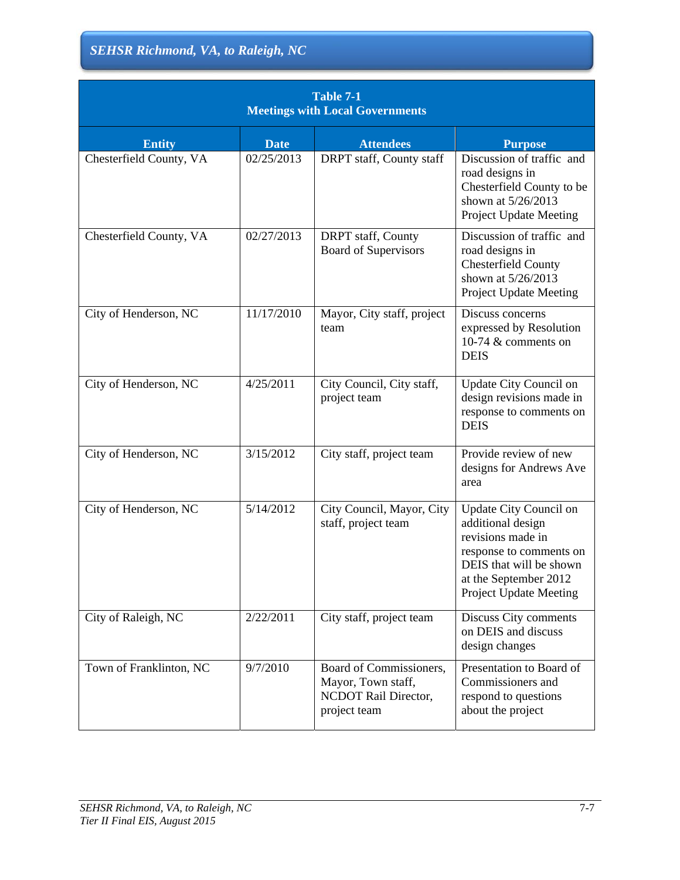**Table 7-1**
**Meetings with Local Governments**

| Entity | Date | Attendees | Purpose |
| --- | --- | --- | --- |
| Chesterfield County, VA | 02/25/2013 | DRPT staff, County staff | Discussion of traffic and road designs in Chesterfield County to be shown at 5/26/2013 Project Update Meeting |
| Chesterfield County, VA | 02/27/2013 | DRPT staff, County Board of Supervisors | Discussion of traffic and road designs in Chesterfield County shown at 5/26/2013 Project Update Meeting |
| City of Henderson, NC | 11/17/2010 | Mayor, City staff, project team | Discuss concerns expressed by Resolution 10-74 & comments on DEIS |
| City of Henderson, NC | 4/25/2011 | City Council, City staff, project team | Update City Council on design revisions made in response to comments on DEIS |
| City of Henderson, NC | 3/15/2012 | City staff, project team | Provide review of new designs for Andrews Ave area |
| City of Henderson, NC | 5/14/2012 | City Council, Mayor, City staff, project team | Update City Council on additional design revisions made in response to comments on DEIS that will be shown at the September 2012 Project Update Meeting |
| City of Raleigh, NC | 2/22/2011 | City staff, project team | Discuss City comments on DEIS and discuss design changes |
| Town of Franklinton, NC | 9/7/2010 | Board of Commissioners, Mayor, Town staff, NCDOT Rail Director, project team | Presentation to Board of Commissioners and respond to questions about the project |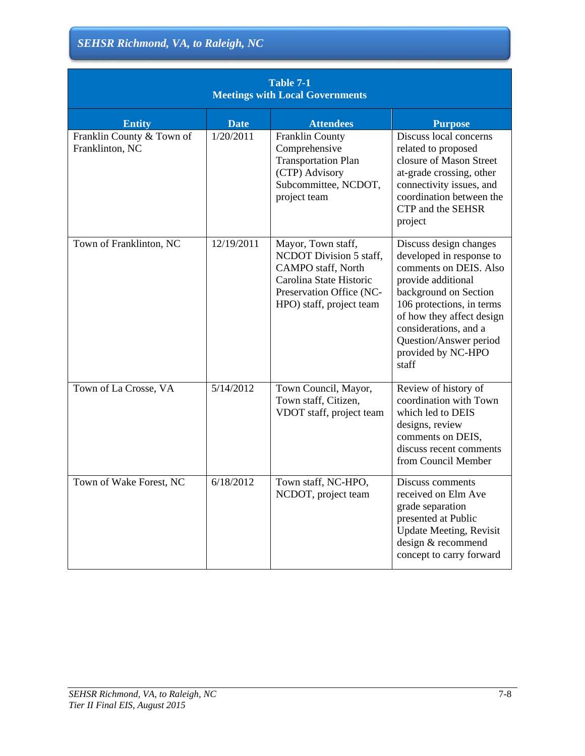**Table 7-1**
**Meetings with Local Governments**

| Entity | Date | Attendees | Purpose |
|---|---|---|---|
| Franklin County & Town of Franklinton, NC | 1/20/2011 | Franklin County Comprehensive Transportation Plan (CTP) Advisory Subcommittee, NCDOT, project team | Discuss local concerns related to proposed closure of Mason Street at-grade crossing, other connectivity issues, and coordination between the CTP and the SEHSR project |
| Town of Franklinton, NC | 12/19/2011 | Mayor, Town staff, NCDOT Division 5 staff, CAMPO staff, North Carolina State Historic Preservation Office (NC-HPO) staff, project team | Discuss design changes developed in response to comments on DEIS. Also provide additional background on Section 106 protections, in terms of how they affect design considerations, and a Question/Answer period provided by NC-HPO staff |
| Town of La Crosse, VA | 5/14/2012 | Town Council, Mayor, Town staff, Citizen, VDOT staff, project team | Review of history of coordination with Town which led to DEIS designs, review comments on DEIS, discuss recent comments from Council Member |
| Town of Wake Forest, NC | 6/18/2012 | Town staff, NC-HPO, NCDOT, project team | Discuss comments received on Elm Ave grade separation presented at Public Update Meeting, Revisit design & recommend concept to carry forward |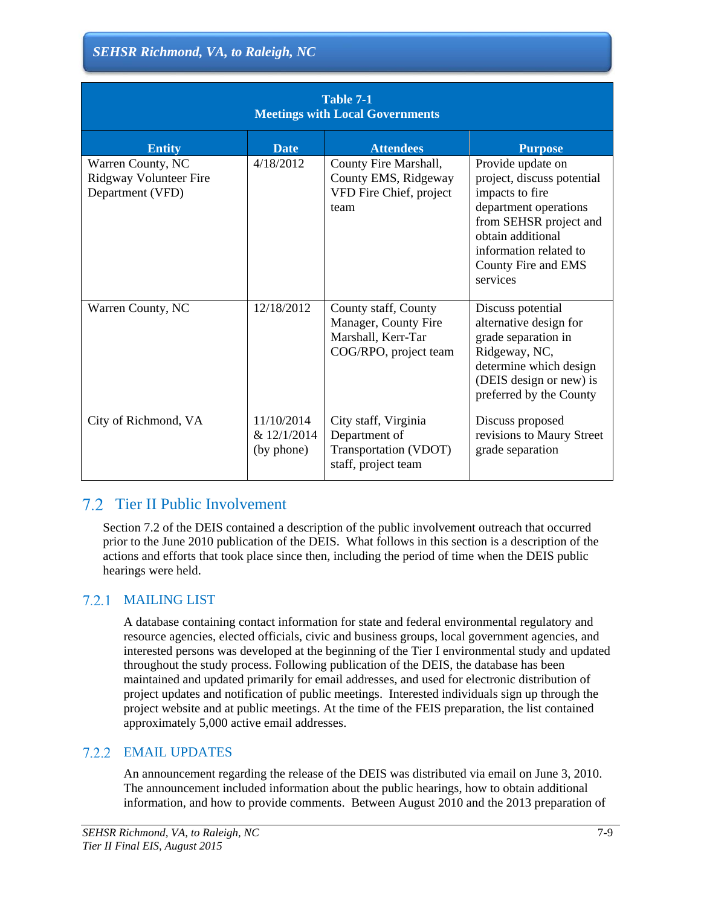| Table 7-1<br>Meetings with Local Governments | | | |
|---|---|---|---|
| **Entity** | **Date** | **Attendees** | **Purpose** |
| Warren County, NC Ridgway Volunteer Fire Department (VFD) | 4/18/2012 | County Fire Marshall, County EMS, Ridgeway VFD Fire Chief, project team | Provide update on project, discuss potential impacts to fire department operations from SEHSR project and obtain additional information related to County Fire and EMS services |
| Warren County, NC | 12/18/2012 | County staff, County Manager, County Fire Marshall, Kerr-Tar COG/RPO, project team | Discuss potential alternative design for grade separation in Ridgeway, NC, determine which design (DEIS design or new) is preferred by the County |
| City of Richmond, VA | 11/10/2014 & 12/1/2014 (by phone) | City staff, Virginia Department of Transportation (VDOT) staff, project team | Discuss proposed revisions to Maury Street grade separation |

## 7.2 Tier II Public Involvement

Section 7.2 of the DEIS contained a description of the public involvement outreach that occurred prior to the June 2010 publication of the DEIS. What follows in this section is a description of the actions and efforts that took place since then, including the period of time when the DEIS public hearings were held.

### 7.2.1 MAILING LIST

A database containing contact information for state and federal environmental regulatory and resource agencies, elected officials, civic and business groups, local government agencies, and interested persons was developed at the beginning of the Tier I environmental study and updated throughout the study process. Following publication of the DEIS, the database has been maintained and updated primarily for email addresses, and used for electronic distribution of project updates and notification of public meetings. Interested individuals sign up through the project website and at public meetings. At the time of the FEIS preparation, the list contained approximately 5,000 active email addresses.

### 7.2.2 EMAIL UPDATES

An announcement regarding the release of the DEIS was distributed via email on June 3, 2010. The announcement included information about the public hearings, how to obtain additional information, and how to provide comments. Between August 2010 and the 2013 preparation of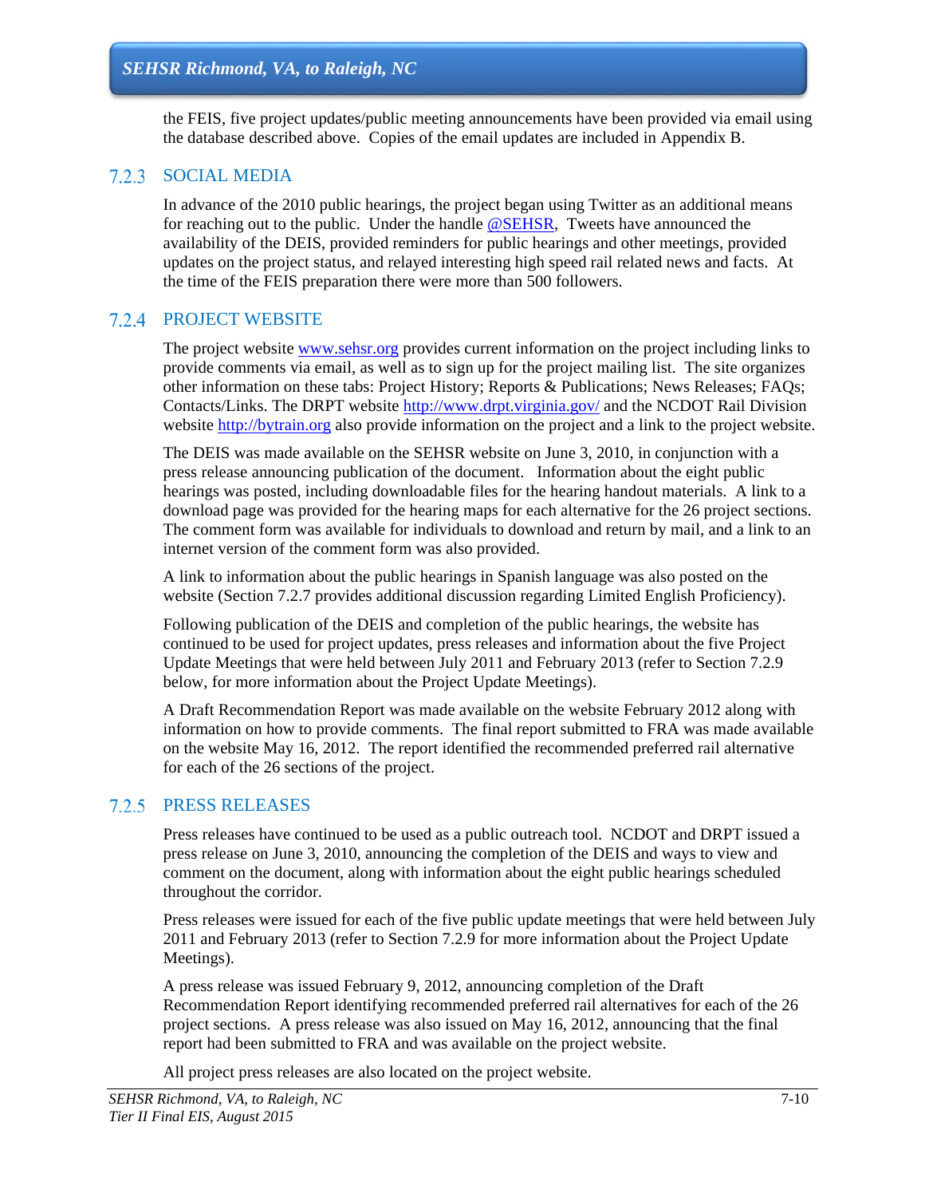the FEIS, five project updates/public meeting announcements have been provided via email using the database described above. Copies of the email updates are included in Appendix B.

### 7.2.3 SOCIAL MEDIA

In advance of the 2010 public hearings, the project began using Twitter as an additional means for reaching out to the public. Under the handle @SEHSR, Tweets have announced the availability of the DEIS, provided reminders for public hearings and other meetings, provided updates on the project status, and relayed interesting high speed rail related news and facts. At the time of the FEIS preparation there were more than 500 followers.

### 7.2.4 PROJECT WEBSITE

The project website www.sehsr.org provides current information on the project including links to provide comments via email, as well as to sign up for the project mailing list. The site organizes other information on these tabs: Project History; Reports & Publications; News Releases; FAQs; Contacts/Links. The DRPT website http://www.drpt.virginia.gov/ and the NCDOT Rail Division website http://bytrain.org also provide information on the project and a link to the project website.

The DEIS was made available on the SEHSR website on June 3, 2010, in conjunction with a press release announcing publication of the document. Information about the eight public hearings was posted, including downloadable files for the hearing handout materials. A link to a download page was provided for the hearing maps for each alternative for the 26 project sections. The comment form was available for individuals to download and return by mail, and a link to an internet version of the comment form was also provided.

A link to information about the public hearings in Spanish language was also posted on the website (Section 7.2.7 provides additional discussion regarding Limited English Proficiency).

Following publication of the DEIS and completion of the public hearings, the website has continued to be used for project updates, press releases and information about the five Project Update Meetings that were held between July 2011 and February 2013 (refer to Section 7.2.9 below, for more information about the Project Update Meetings).

A Draft Recommendation Report was made available on the website February 2012 along with information on how to provide comments. The final report submitted to FRA was made available on the website May 16, 2012. The report identified the recommended preferred rail alternative for each of the 26 sections of the project.

### 7.2.5 PRESS RELEASES

Press releases have continued to be used as a public outreach tool. NCDOT and DRPT issued a press release on June 3, 2010, announcing the completion of the DEIS and ways to view and comment on the document, along with information about the eight public hearings scheduled throughout the corridor.

Press releases were issued for each of the five public update meetings that were held between July 2011 and February 2013 (refer to Section 7.2.9 for more information about the Project Update Meetings).

A press release was issued February 9, 2012, announcing completion of the Draft Recommendation Report identifying recommended preferred rail alternatives for each of the 26 project sections. A press release was also issued on May 16, 2012, announcing that the final report had been submitted to FRA and was available on the project website.

All project press releases are also located on the project website.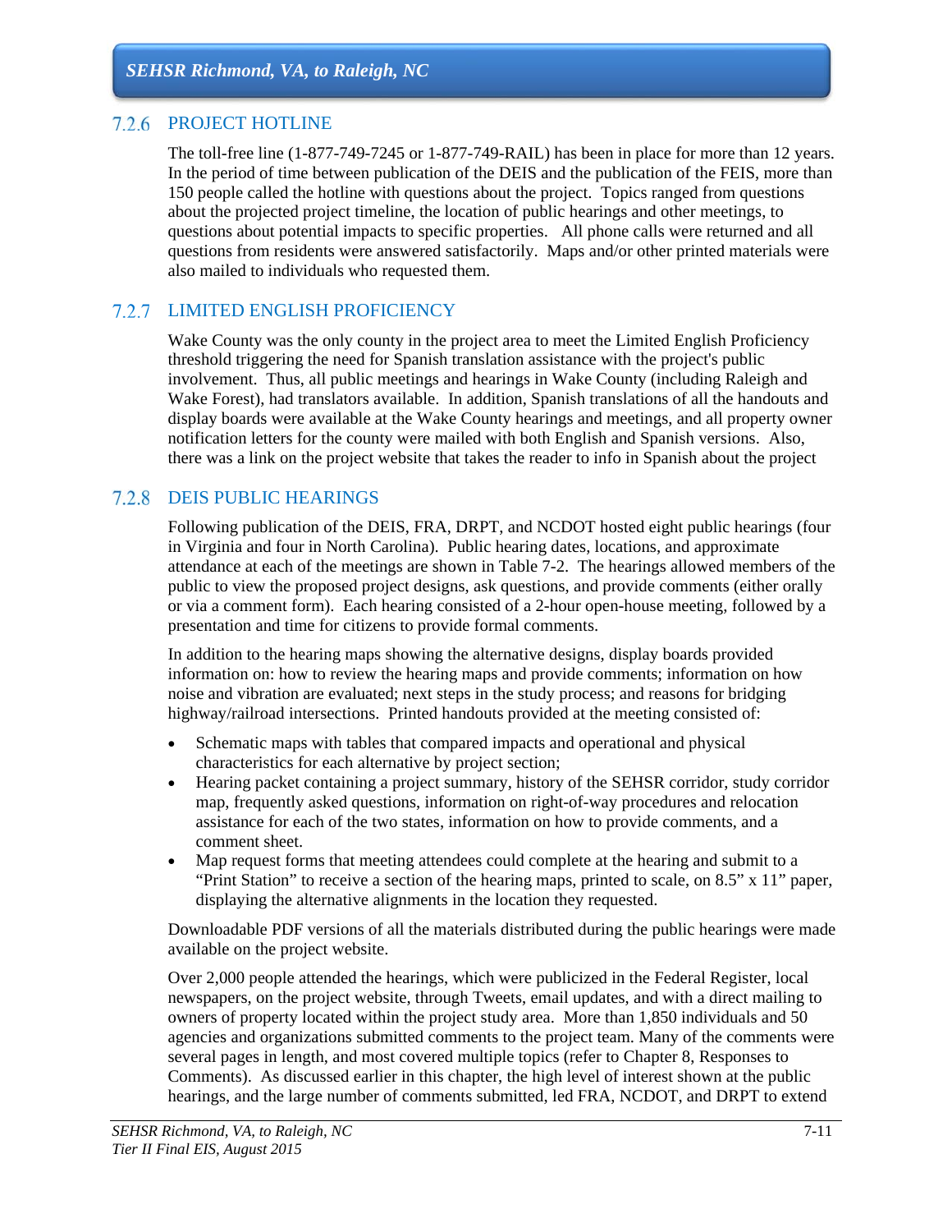### 7.2.6 PROJECT HOTLINE

The toll-free line (1-877-749-7245 or 1-877-749-RAIL) has been in place for more than 12 years. In the period of time between publication of the DEIS and the publication of the FEIS, more than 150 people called the hotline with questions about the project. Topics ranged from questions about the projected project timeline, the location of public hearings and other meetings, to questions about potential impacts to specific properties. All phone calls were returned and all questions from residents were answered satisfactorily. Maps and/or other printed materials were also mailed to individuals who requested them.

### 7.2.7 LIMITED ENGLISH PROFICIENCY

Wake County was the only county in the project area to meet the Limited English Proficiency threshold triggering the need for Spanish translation assistance with the project's public involvement. Thus, all public meetings and hearings in Wake County (including Raleigh and Wake Forest), had translators available. In addition, Spanish translations of all the handouts and display boards were available at the Wake County hearings and meetings, and all property owner notification letters for the county were mailed with both English and Spanish versions. Also, there was a link on the project website that takes the reader to info in Spanish about the project

### 7.2.8 DEIS PUBLIC HEARINGS

Following publication of the DEIS, FRA, DRPT, and NCDOT hosted eight public hearings (four in Virginia and four in North Carolina). Public hearing dates, locations, and approximate attendance at each of the meetings are shown in Table 7-2. The hearings allowed members of the public to view the proposed project designs, ask questions, and provide comments (either orally or via a comment form). Each hearing consisted of a 2-hour open-house meeting, followed by a presentation and time for citizens to provide formal comments.

In addition to the hearing maps showing the alternative designs, display boards provided information on: how to review the hearing maps and provide comments; information on how noise and vibration are evaluated; next steps in the study process; and reasons for bridging highway/railroad intersections. Printed handouts provided at the meeting consisted of:

- Schematic maps with tables that compared impacts and operational and physical characteristics for each alternative by project section;
- Hearing packet containing a project summary, history of the SEHSR corridor, study corridor map, frequently asked questions, information on right-of-way procedures and relocation assistance for each of the two states, information on how to provide comments, and a comment sheet.
- Map request forms that meeting attendees could complete at the hearing and submit to a "Print Station" to receive a section of the hearing maps, printed to scale, on 8.5" x 11" paper, displaying the alternative alignments in the location they requested.

Downloadable PDF versions of all the materials distributed during the public hearings were made available on the project website.

Over 2,000 people attended the hearings, which were publicized in the Federal Register, local newspapers, on the project website, through Tweets, email updates, and with a direct mailing to owners of property located within the project study area. More than 1,850 individuals and 50 agencies and organizations submitted comments to the project team. Many of the comments were several pages in length, and most covered multiple topics (refer to Chapter 8, Responses to Comments). As discussed earlier in this chapter, the high level of interest shown at the public hearings, and the large number of comments submitted, led FRA, NCDOT, and DRPT to extend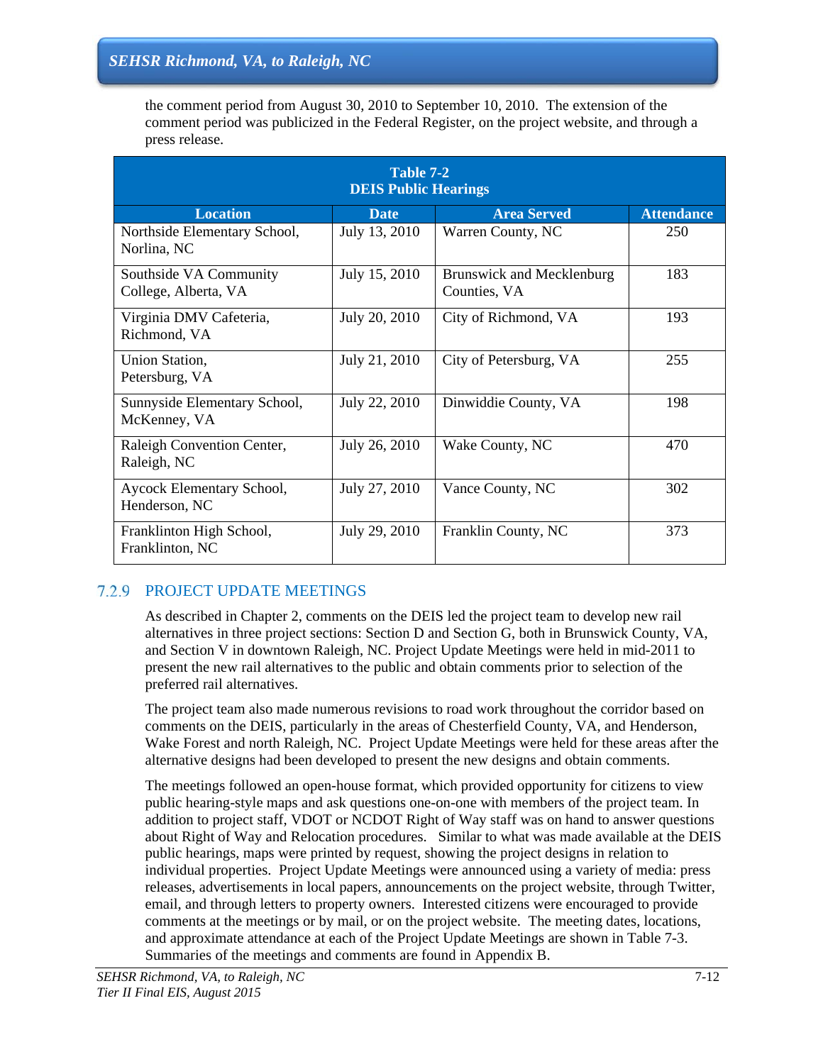the comment period from August 30, 2010 to September 10, 2010. The extension of the comment period was publicized in the Federal Register, on the project website, and through a press release.

**Table 7-2**
**DEIS Public Hearings**

| Location | Date | Area Served | Attendance |
|---|---|---|---|
| Northside Elementary School, Norlina, NC | July 13, 2010 | Warren County, NC | 250 |
| Southside VA Community College, Alberta, VA | July 15, 2010 | Brunswick and Mecklenburg Counties, VA | 183 |
| Virginia DMV Cafeteria, Richmond, VA | July 20, 2010 | City of Richmond, VA | 193 |
| Union Station, Petersburg, VA | July 21, 2010 | City of Petersburg, VA | 255 |
| Sunnyside Elementary School, McKenney, VA | July 22, 2010 | Dinwiddie County, VA | 198 |
| Raleigh Convention Center, Raleigh, NC | July 26, 2010 | Wake County, NC | 470 |
| Aycock Elementary School, Henderson, NC | July 27, 2010 | Vance County, NC | 302 |
| Franklinton High School, Franklinton, NC | July 29, 2010 | Franklin County, NC | 373 |

### 7.2.9 PROJECT UPDATE MEETINGS

As described in Chapter 2, comments on the DEIS led the project team to develop new rail alternatives in three project sections: Section D and Section G, both in Brunswick County, VA, and Section V in downtown Raleigh, NC. Project Update Meetings were held in mid-2011 to present the new rail alternatives to the public and obtain comments prior to selection of the preferred rail alternatives.

The project team also made numerous revisions to road work throughout the corridor based on comments on the DEIS, particularly in the areas of Chesterfield County, VA, and Henderson, Wake Forest and north Raleigh, NC. Project Update Meetings were held for these areas after the alternative designs had been developed to present the new designs and obtain comments.

The meetings followed an open-house format, which provided opportunity for citizens to view public hearing-style maps and ask questions one-on-one with members of the project team. In addition to project staff, VDOT or NCDOT Right of Way staff was on hand to answer questions about Right of Way and Relocation procedures. Similar to what was made available at the DEIS public hearings, maps were printed by request, showing the project designs in relation to individual properties. Project Update Meetings were announced using a variety of media: press releases, advertisements in local papers, announcements on the project website, through Twitter, email, and through letters to property owners. Interested citizens were encouraged to provide comments at the meetings or by mail, or on the project website. The meeting dates, locations, and approximate attendance at each of the Project Update Meetings are shown in Table 7-3. Summaries of the meetings and comments are found in Appendix B.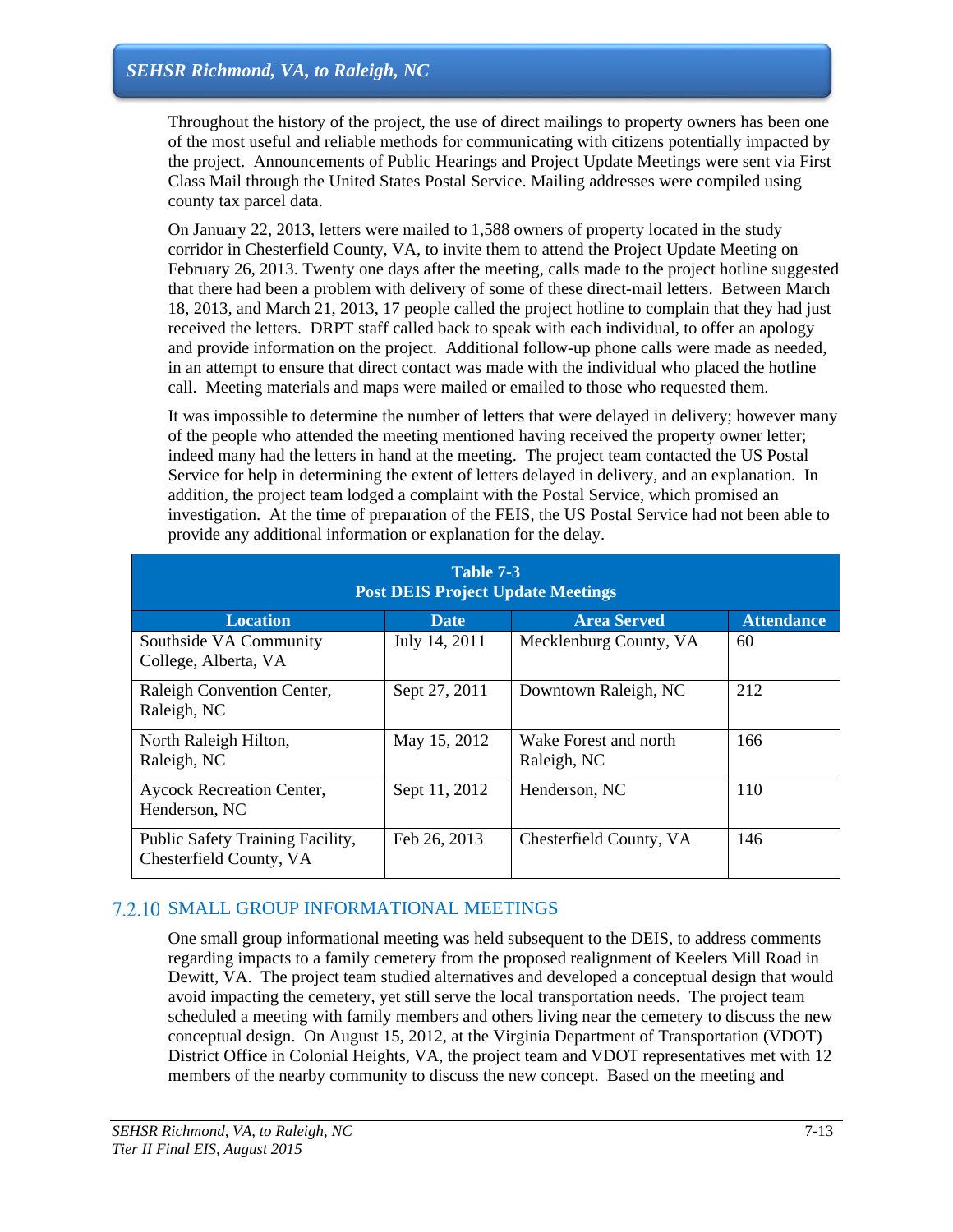Throughout the history of the project, the use of direct mailings to property owners has been one of the most useful and reliable methods for communicating with citizens potentially impacted by the project. Announcements of Public Hearings and Project Update Meetings were sent via First Class Mail through the United States Postal Service. Mailing addresses were compiled using county tax parcel data.

On January 22, 2013, letters were mailed to 1,588 owners of property located in the study corridor in Chesterfield County, VA, to invite them to attend the Project Update Meeting on February 26, 2013. Twenty one days after the meeting, calls made to the project hotline suggested that there had been a problem with delivery of some of these direct-mail letters. Between March 18, 2013, and March 21, 2013, 17 people called the project hotline to complain that they had just received the letters. DRPT staff called back to speak with each individual, to offer an apology and provide information on the project. Additional follow-up phone calls were made as needed, in an attempt to ensure that direct contact was made with the individual who placed the hotline call. Meeting materials and maps were mailed or emailed to those who requested them.

It was impossible to determine the number of letters that were delayed in delivery; however many of the people who attended the meeting mentioned having received the property owner letter; indeed many had the letters in hand at the meeting. The project team contacted the US Postal Service for help in determining the extent of letters delayed in delivery, and an explanation. In addition, the project team lodged a complaint with the Postal Service, which promised an investigation. At the time of preparation of the FEIS, the US Postal Service had not been able to provide any additional information or explanation for the delay.

**Table 7-3**
**Post DEIS Project Update Meetings**

| Location | Date | Area Served | Attendance |
|---|---|---|---|
| Southside VA Community College, Alberta, VA | July 14, 2011 | Mecklenburg County, VA | 60 |
| Raleigh Convention Center, Raleigh, NC | Sept 27, 2011 | Downtown Raleigh, NC | 212 |
| North Raleigh Hilton, Raleigh, NC | May 15, 2012 | Wake Forest and north Raleigh, NC | 166 |
| Aycock Recreation Center, Henderson, NC | Sept 11, 2012 | Henderson, NC | 110 |
| Public Safety Training Facility, Chesterfield County, VA | Feb 26, 2013 | Chesterfield County, VA | 146 |

### 7.2.10 SMALL GROUP INFORMATIONAL MEETINGS

One small group informational meeting was held subsequent to the DEIS, to address comments regarding impacts to a family cemetery from the proposed realignment of Keelers Mill Road in Dewitt, VA. The project team studied alternatives and developed a conceptual design that would avoid impacting the cemetery, yet still serve the local transportation needs. The project team scheduled a meeting with family members and others living near the cemetery to discuss the new conceptual design. On August 15, 2012, at the Virginia Department of Transportation (VDOT) District Office in Colonial Heights, VA, the project team and VDOT representatives met with 12 members of the nearby community to discuss the new concept. Based on the meeting and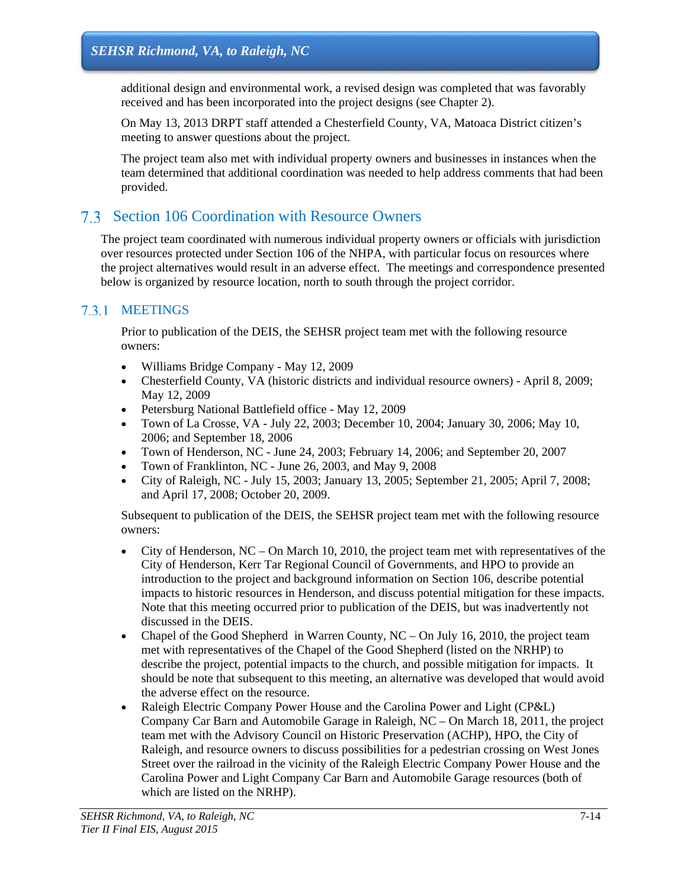additional design and environmental work, a revised design was completed that was favorably received and has been incorporated into the project designs (see Chapter 2).

On May 13, 2013 DRPT staff attended a Chesterfield County, VA, Matoaca District citizen's meeting to answer questions about the project.

The project team also met with individual property owners and businesses in instances when the team determined that additional coordination was needed to help address comments that had been provided.

## 7.3 Section 106 Coordination with Resource Owners

The project team coordinated with numerous individual property owners or officials with jurisdiction over resources protected under Section 106 of the NHPA, with particular focus on resources where the project alternatives would result in an adverse effect. The meetings and correspondence presented below is organized by resource location, north to south through the project corridor.

### 7.3.1 MEETINGS

Prior to publication of the DEIS, the SEHSR project team met with the following resource owners:

- Williams Bridge Company - May 12, 2009
- Chesterfield County, VA (historic districts and individual resource owners) - April 8, 2009; May 12, 2009
- Petersburg National Battlefield office - May 12, 2009
- Town of La Crosse, VA - July 22, 2003; December 10, 2004; January 30, 2006; May 10, 2006; and September 18, 2006
- Town of Henderson, NC - June 24, 2003; February 14, 2006; and September 20, 2007
- Town of Franklinton, NC - June 26, 2003, and May 9, 2008
- City of Raleigh, NC - July 15, 2003; January 13, 2005; September 21, 2005; April 7, 2008; and April 17, 2008; October 20, 2009.

Subsequent to publication of the DEIS, the SEHSR project team met with the following resource owners:

- City of Henderson, NC – On March 10, 2010, the project team met with representatives of the City of Henderson, Kerr Tar Regional Council of Governments, and HPO to provide an introduction to the project and background information on Section 106, describe potential impacts to historic resources in Henderson, and discuss potential mitigation for these impacts. Note that this meeting occurred prior to publication of the DEIS, but was inadvertently not discussed in the DEIS.
- Chapel of the Good Shepherd in Warren County, NC – On July 16, 2010, the project team met with representatives of the Chapel of the Good Shepherd (listed on the NRHP) to describe the project, potential impacts to the church, and possible mitigation for impacts. It should be note that subsequent to this meeting, an alternative was developed that would avoid the adverse effect on the resource.
- Raleigh Electric Company Power House and the Carolina Power and Light (CP&L) Company Car Barn and Automobile Garage in Raleigh, NC – On March 18, 2011, the project team met with the Advisory Council on Historic Preservation (ACHP), HPO, the City of Raleigh, and resource owners to discuss possibilities for a pedestrian crossing on West Jones Street over the railroad in the vicinity of the Raleigh Electric Company Power House and the Carolina Power and Light Company Car Barn and Automobile Garage resources (both of which are listed on the NRHP).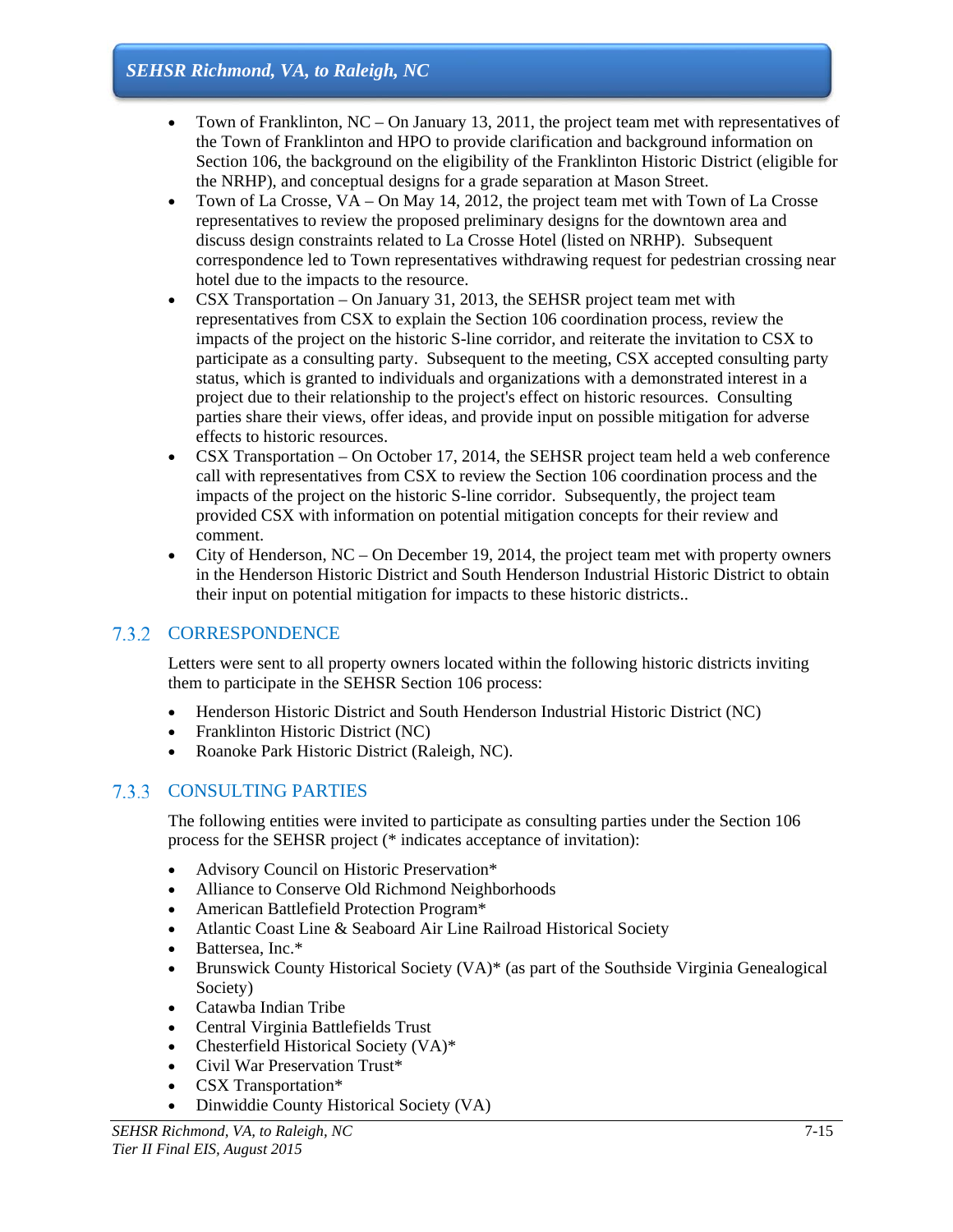- Town of Franklinton, NC – On January 13, 2011, the project team met with representatives of the Town of Franklinton and HPO to provide clarification and background information on Section 106, the background on the eligibility of the Franklinton Historic District (eligible for the NRHP), and conceptual designs for a grade separation at Mason Street.
- Town of La Crosse, VA – On May 14, 2012, the project team met with Town of La Crosse representatives to review the proposed preliminary designs for the downtown area and discuss design constraints related to La Crosse Hotel (listed on NRHP). Subsequent correspondence led to Town representatives withdrawing request for pedestrian crossing near hotel due to the impacts to the resource.
- CSX Transportation – On January 31, 2013, the SEHSR project team met with representatives from CSX to explain the Section 106 coordination process, review the impacts of the project on the historic S-line corridor, and reiterate the invitation to CSX to participate as a consulting party. Subsequent to the meeting, CSX accepted consulting party status, which is granted to individuals and organizations with a demonstrated interest in a project due to their relationship to the project's effect on historic resources. Consulting parties share their views, offer ideas, and provide input on possible mitigation for adverse effects to historic resources.
- CSX Transportation – On October 17, 2014, the SEHSR project team held a web conference call with representatives from CSX to review the Section 106 coordination process and the impacts of the project on the historic S-line corridor. Subsequently, the project team provided CSX with information on potential mitigation concepts for their review and comment.
- City of Henderson, NC – On December 19, 2014, the project team met with property owners in the Henderson Historic District and South Henderson Industrial Historic District to obtain their input on potential mitigation for impacts to these historic districts..

### 7.3.2 CORRESPONDENCE

Letters were sent to all property owners located within the following historic districts inviting them to participate in the SEHSR Section 106 process:

- Henderson Historic District and South Henderson Industrial Historic District (NC)
- Franklinton Historic District (NC)
- Roanoke Park Historic District (Raleigh, NC).

### 7.3.3 CONSULTING PARTIES

The following entities were invited to participate as consulting parties under the Section 106 process for the SEHSR project (* indicates acceptance of invitation):

- Advisory Council on Historic Preservation*
- Alliance to Conserve Old Richmond Neighborhoods
- American Battlefield Protection Program*
- Atlantic Coast Line & Seaboard Air Line Railroad Historical Society
- Battersea, Inc.*
- Brunswick County Historical Society (VA)* (as part of the Southside Virginia Genealogical Society)
- Catawba Indian Tribe
- Central Virginia Battlefields Trust
- Chesterfield Historical Society (VA)*
- Civil War Preservation Trust*
- CSX Transportation*
- Dinwiddie County Historical Society (VA)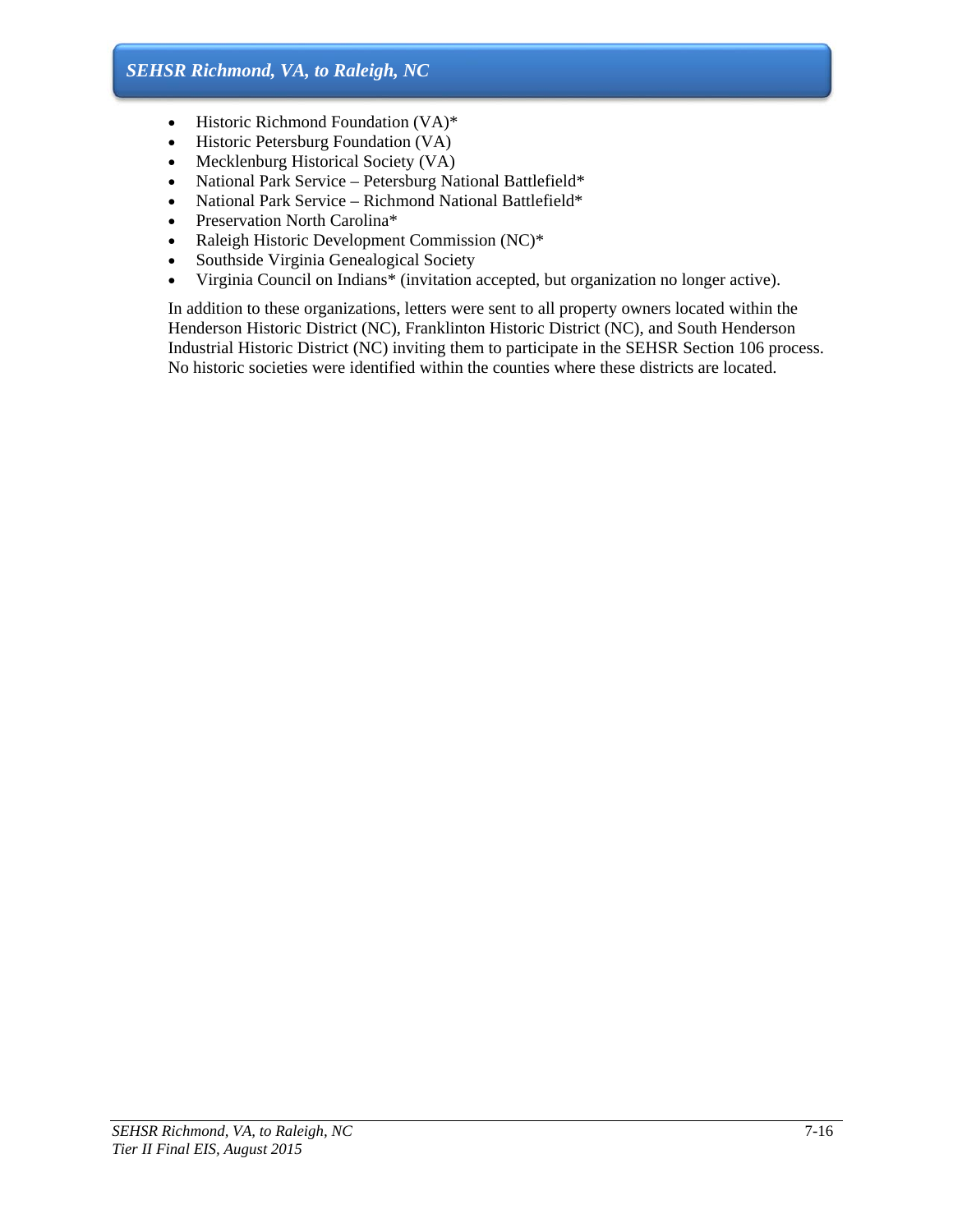- Historic Richmond Foundation (VA)*
- Historic Petersburg Foundation (VA)
- Mecklenburg Historical Society (VA)
- National Park Service – Petersburg National Battlefield*
- National Park Service – Richmond National Battlefield*
- Preservation North Carolina*
- Raleigh Historic Development Commission (NC)*
- Southside Virginia Genealogical Society
- Virginia Council on Indians* (invitation accepted, but organization no longer active).

In addition to these organizations, letters were sent to all property owners located within the Henderson Historic District (NC), Franklinton Historic District (NC), and South Henderson Industrial Historic District (NC) inviting them to participate in the SEHSR Section 106 process. No historic societies were identified within the counties where these districts are located.